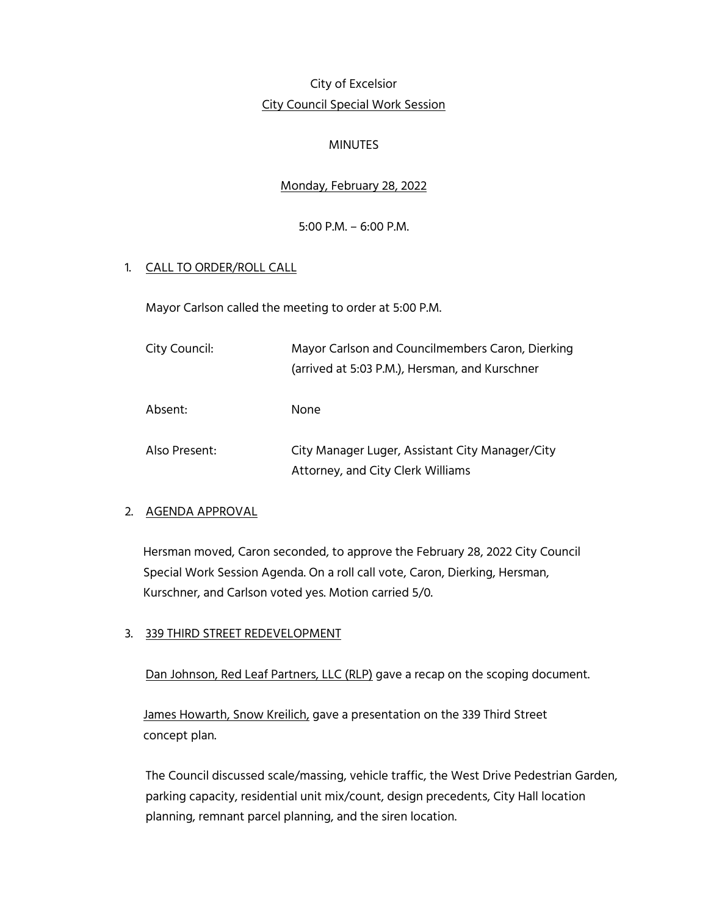City of Excelsior

City Council Special Work Session

MINUTES

Monday, February 28, 2022

5:00 P.M. – 6:00 P.M.

1. CALL TO ORDER/ROLL CALL

   Mayor Carlson called the meeting to order at 5:00 P.M.

   | | |
   |---|---|
   | City Council: | Mayor Carlson and Councilmembers Caron, Dierking (arrived at 5:03 P.M.), Hersman, and Kurschner |
   | Absent: | None |
   | Also Present: | City Manager Luger, Assistant City Manager/City Attorney, and City Clerk Williams |

2. AGENDA APPROVAL

   Hersman moved, Caron seconded, to approve the February 28, 2022 City Council Special Work Session Agenda. On a roll call vote, Caron, Dierking, Hersman, Kurschner, and Carlson voted yes. Motion carried 5/0.

3. 339 THIRD STREET REDEVELOPMENT

   Dan Johnson, Red Leaf Partners, LLC (RLP) gave a recap on the scoping document.

   James Howarth, Snow Kreilich, gave a presentation on the 339 Third Street concept plan.

   The Council discussed scale/massing, vehicle traffic, the West Drive Pedestrian Garden, parking capacity, residential unit mix/count, design precedents, City Hall location planning, remnant parcel planning, and the siren location.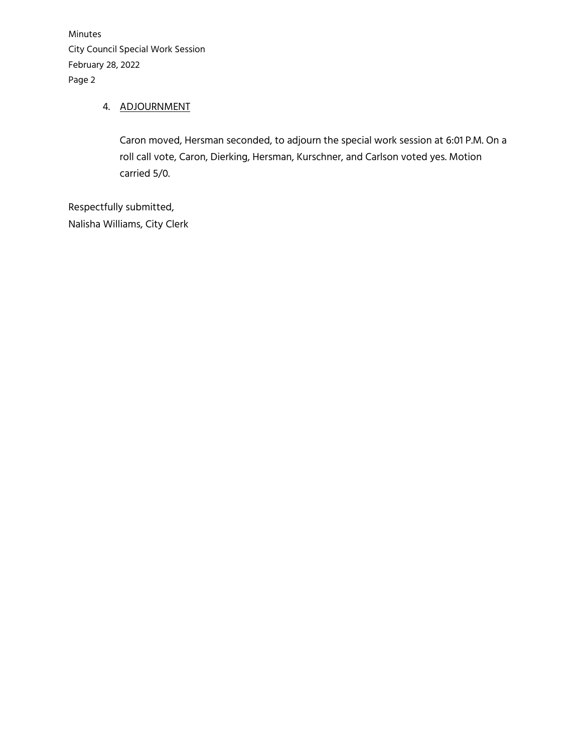4. <u>ADJOURNMENT</u>

   Caron moved, Hersman seconded, to adjourn the special work session at 6:01 P.M. On a roll call vote, Caron, Dierking, Hersman, Kurschner, and Carlson voted yes. Motion carried 5/0.

Respectfully submitted,
Nalisha Williams, City Clerk